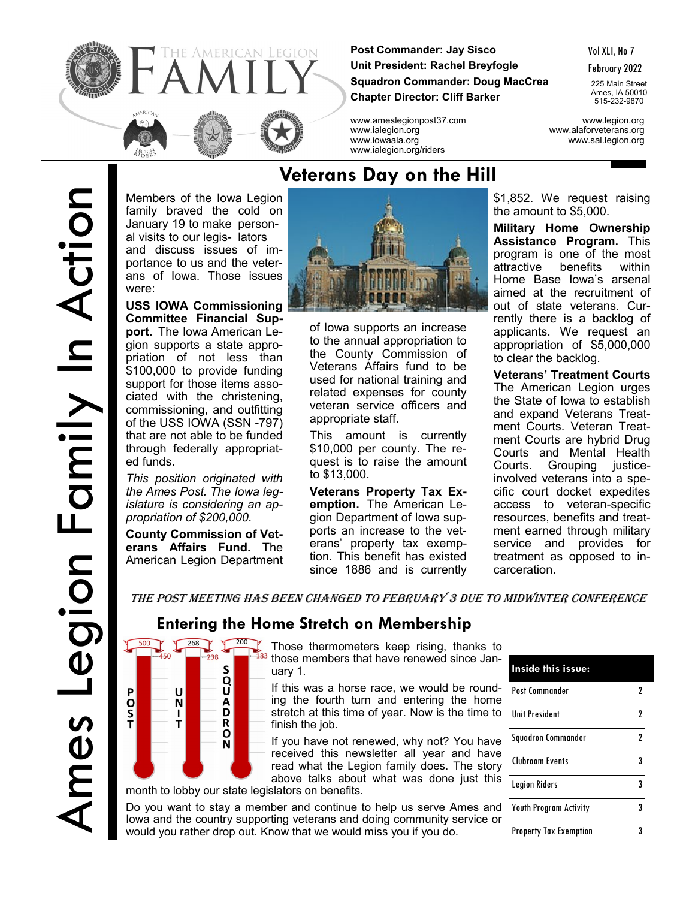# The American Legion FAMILY

**Post Commander: Jay Sisco**
**Unit President: Rachel Breyfogle**
**Squadron Commander: Doug MacCrea**
**Chapter Director: Cliff Barker**

Vol XLI, No 7
February 2022
225 Main Street
Ames, IA 50010
515-232-9870

www.ameslegionpost37.com
www.ialegion.org
www.iowaala.org
www.ialegion.org/riders

www.legion.org
www.alaforveterans.org
www.sal.legion.org

Ames Legion Family In Action

## Veterans Day on the Hill

Members of the Iowa Legion family braved the cold on January 19 to make personal visits to our legislators and discuss issues of importance to us and the veterans of Iowa. Those issues were:

**USS IOWA Commissioning Committee Financial Support.** The Iowa American Legion supports a state appropriation of not less than $100,000 to provide funding support for those items associated with the christening, commissioning, and outfitting of the USS IOWA (SSN -797) that are not able to be funded through federally appropriated funds.

*This position originated with the Ames Post. The Iowa legislature is considering an appropriation of $200,000.*

**County Commission of Veterans Affairs Fund.** The American Legion Department of Iowa supports an increase to the annual appropriation to the County Commission of Veterans Affairs fund to be used for national training and related expenses for county veteran service officers and appropriate staff.

This amount is currently $10,000 per county. The request is to raise the amount to $13,000.

**Veterans Property Tax Exemption.** The American Legion Department of Iowa supports an increase to the veterans' property tax exemption. This benefit has existed since 1886 and is currently $1,852. We request raising the amount to $5,000.

**Military Home Ownership Assistance Program.** This program is one of the most attractive benefits within Home Base Iowa's arsenal aimed at the recruitment of out of state veterans. Currently there is a backlog of applicants. We request an appropriation of $5,000,000 to clear the backlog.

**Veterans' Treatment Courts** The American Legion urges the State of Iowa to establish and expand Veterans Treatment Courts. Veteran Treatment Courts are hybrid Drug Courts and Mental Health Courts. Grouping justice-involved veterans into a specific court docket expedites access to veteran-specific resources, benefits and treatment earned through military service and provides for treatment as opposed to incarceration.

*THE POST MEETING HAS BEEN CHANGED TO FEBRUARY 3 DUE TO MIDWINTER CONFERENCE*

## Entering the Home Stretch on Membership

POST: 500 (450)
UNIT: 268 (238)
SQUADRON: 200 (183)

Those thermometers keep rising, thanks to those members that have renewed since January 1.

If this was a horse race, we would be rounding the fourth turn and entering the home stretch at this time of year. Now is the time to finish the job.

If you have not renewed, why not? You have received this newsletter all year and have read what the Legion family does. The story above talks about what was done just this month to lobby our state legislators on benefits.

Do you want to stay a member and continue to help us serve Ames and Iowa and the country supporting veterans and doing community service or would you rather drop out. Know that we would miss you if you do.

| Inside this issue: | |
|---|---|
| Post Commander | 2 |
| Unit President | 2 |
| Squadron Commander | 2 |
| Clubroom Events | 3 |
| Legion Riders | 3 |
| Youth Program Activity | 3 |
| Property Tax Exemption | 3 |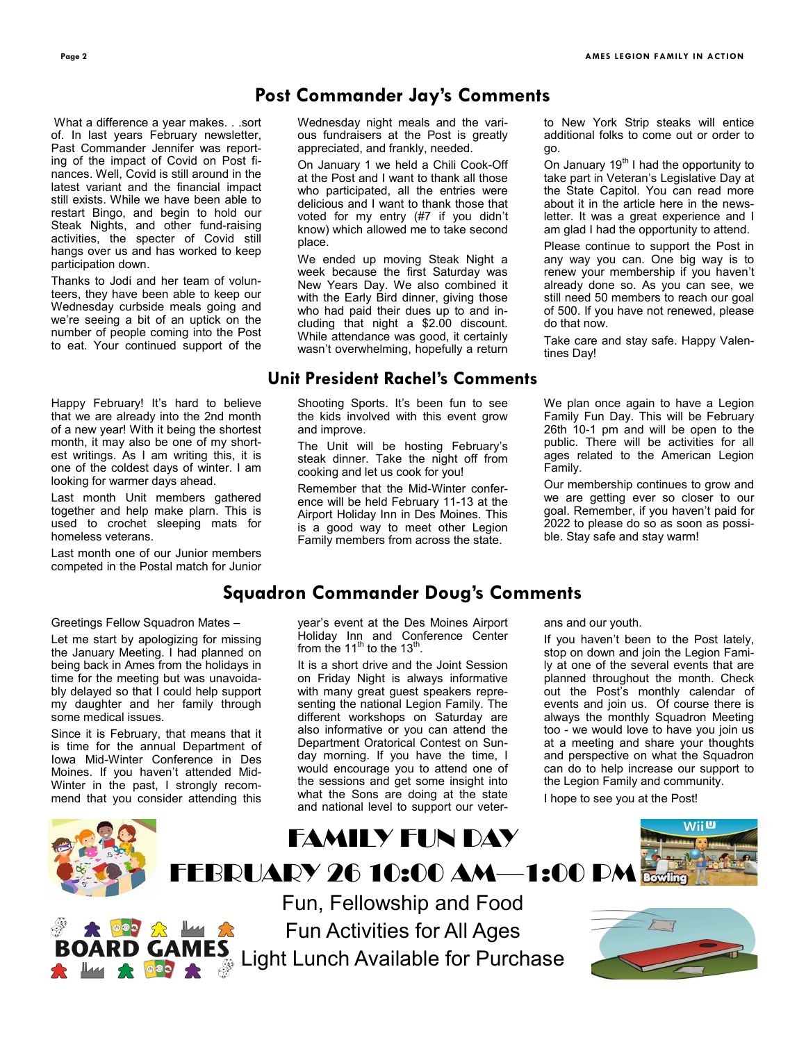## Post Commander Jay's Comments

What a difference a year makes. . .sort of. In last years February newsletter, Past Commander Jennifer was reporting of the impact of Covid on Post finances. Well, Covid is still around in the latest variant and the financial impact still exists. While we have been able to restart Bingo, and begin to hold our Steak Nights, and other fund-raising activities, the specter of Covid still hangs over us and has worked to keep participation down.

Thanks to Jodi and her team of volunteers, they have been able to keep our Wednesday curbside meals going and we're seeing a bit of an uptick on the number of people coming into the Post to eat. Your continued support of the Wednesday night meals and the various fundraisers at the Post is greatly appreciated, and frankly, needed.

On January 1 we held a Chili Cook-Off at the Post and I want to thank all those who participated, all the entries were delicious and I want to thank those that voted for my entry (#7 if you didn't know) which allowed me to take second place.

We ended up moving Steak Night a week because the first Saturday was New Years Day. We also combined it with the Early Bird dinner, giving those who had paid their dues up to and including that night a $2.00 discount. While attendance was good, it certainly wasn't overwhelming, hopefully a return to New York Strip steaks will entice additional folks to come out or order to go.

On January 19th I had the opportunity to take part in Veteran's Legislative Day at the State Capitol. You can read more about it in the article here in the newsletter. It was a great experience and I am glad I had the opportunity to attend.

Please continue to support the Post in any way you can. One big way is to renew your membership if you haven't already done so. As you can see, we still need 50 members to reach our goal of 500. If you have not renewed, please do that now.

Take care and stay safe. Happy Valentines Day!

## Unit President Rachel's Comments

Happy February! It's hard to believe that we are already into the 2nd month of a new year! With it being the shortest month, it may also be one of my shortest writings. As I am writing this, it is one of the coldest days of winter. I am looking for warmer days ahead.

Last month Unit members gathered together and help make plarn. This is used to crochet sleeping mats for homeless veterans.

Last month one of our Junior members competed in the Postal match for Junior Shooting Sports. It's been fun to see the kids involved with this event grow and improve.

The Unit will be hosting February's steak dinner. Take the night off from cooking and let us cook for you!

Remember that the Mid-Winter conference will be held February 11-13 at the Airport Holiday Inn in Des Moines. This is a good way to meet other Legion Family members from across the state.

We plan once again to have a Legion Family Fun Day. This will be February 26th 10-1 pm and will be open to the public. There will be activities for all ages related to the American Legion Family.

Our membership continues to grow and we are getting ever so closer to our goal. Remember, if you haven't paid for 2022 to please do so as soon as possible. Stay safe and stay warm!

## Squadron Commander Doug's Comments

Greetings Fellow Squadron Mates –

Let me start by apologizing for missing the January Meeting. I had planned on being back in Ames from the holidays in time for the meeting but was unavoidably delayed so that I could help support my daughter and her family through some medical issues.

Since it is February, that means that it is time for the annual Department of Iowa Mid-Winter Conference in Des Moines. If you haven't attended Mid-Winter in the past, I strongly recommend that you consider attending this year's event at the Des Moines Airport Holiday Inn and Conference Center from the 11th to the 13th.

It is a short drive and the Joint Session on Friday Night is always informative with many great guest speakers representing the national Legion Family. The different workshops on Saturday are also informative or you can attend the Department Oratorical Contest on Sunday morning. If you have the time, I would encourage you to attend one of the sessions and get some insight into what the Sons are doing at the state and national level to support our veterans and our youth.

If you haven't been to the Post lately, stop on down and join the Legion Family at one of the several events that are planned throughout the month. Check out the Post's monthly calendar of events and join us. Of course there is always the monthly Squadron Meeting too - we would love to have you join us at a meeting and share your thoughts and perspective on what the Squadron can do to help increase our support to the Legion Family and community.

I hope to see you at the Post!

# FAMILY FUN DAY

# FEBRUARY 26 10:00 AM—1:00 PM

Fun, Fellowship and Food

Fun Activities for All Ages

Light Lunch Available for Purchase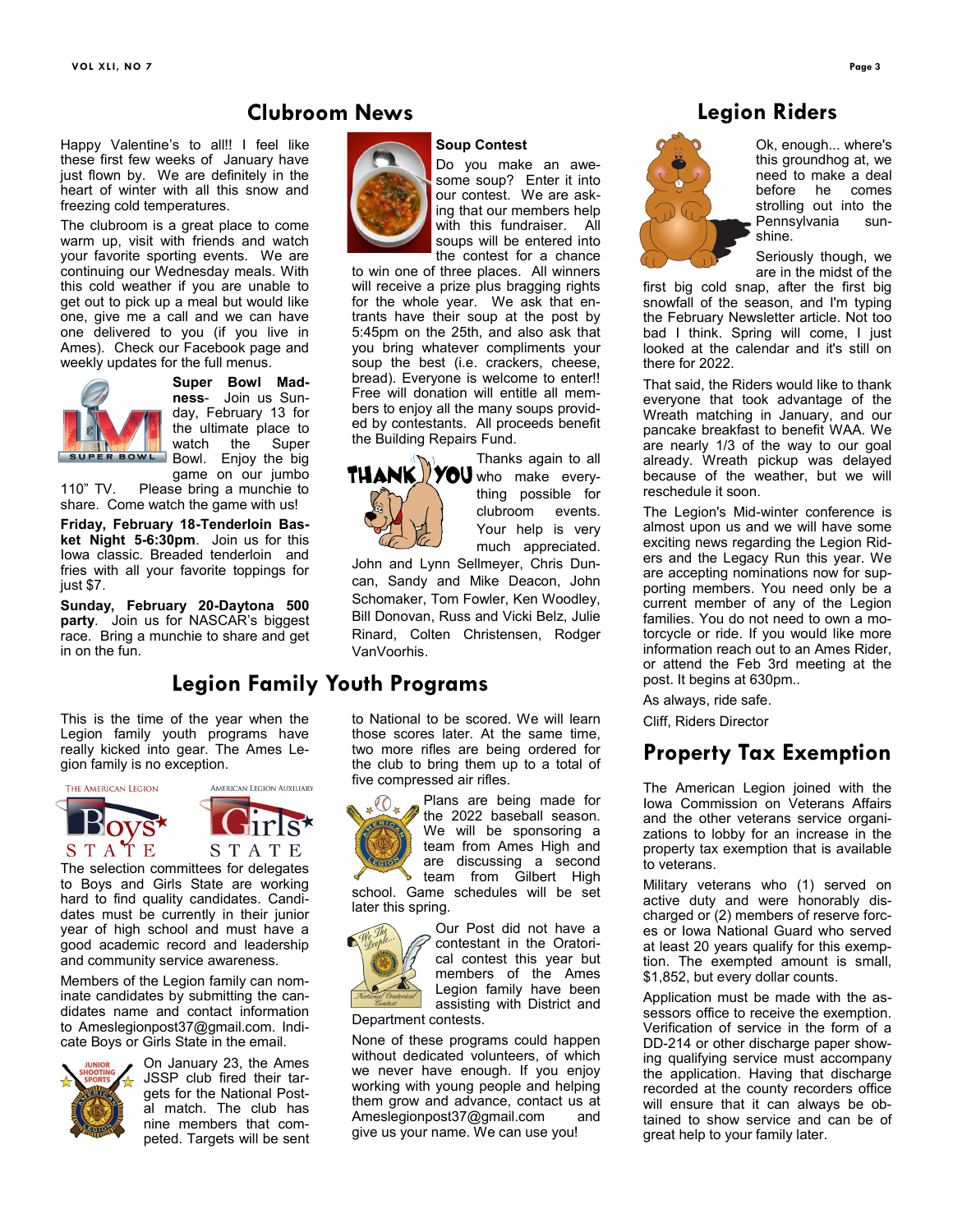## Clubroom News

Happy Valentine's to all!! I feel like these first few weeks of January have just flown by. We are definitely in the heart of winter with all this snow and freezing cold temperatures.

The clubroom is a great place to come warm up, visit with friends and watch your favorite sporting events. We are continuing our Wednesday meals. With this cold weather if you are unable to get out to pick up a meal but would like one, give me a call and we can have one delivered to you (if you live in Ames). Check our Facebook page and weekly updates for the full menus.

**Super Bowl Madness**- Join us Sunday, February 13 for the ultimate place to watch the Super Bowl. Enjoy the big game on our jumbo 110" TV. Please bring a munchie to share. Come watch the game with us!

**Friday, February 18-Tenderloin Basket Night 5-6:30pm**. Join us for this Iowa classic. Breaded tenderloin and fries with all your favorite toppings for just $7.

**Sunday, February 20-Daytona 500 party**. Join us for NASCAR's biggest race. Bring a munchie to share and get in on the fun.

**Soup Contest**

Do you make an awesome soup? Enter it into our contest. We are asking that our members help with this fundraiser. All soups will be entered into the contest for a chance to win one of three places. All winners will receive a prize plus bragging rights for the whole year. We ask that entrants have their soup at the post by 5:45pm on the 25th, and also ask that you bring whatever compliments your soup the best (i.e. crackers, cheese, bread). Everyone is welcome to enter!! Free will donation will entitle all members to enjoy all the many soups provided by contestants. All proceeds benefit the Building Repairs Fund.

THANK YOU

Thanks again to all who make everything possible for clubroom events. Your help is very much appreciated. John and Lynn Sellmeyer, Chris Duncan, Sandy and Mike Deacon, John Schomaker, Tom Fowler, Ken Woodley, Bill Donovan, Russ and Vicki Belz, Julie Rinard, Colten Christensen, Rodger VanVoorhis.

## Legion Family Youth Programs

This is the time of the year when the Legion family youth programs have really kicked into gear. The Ames Legion family is no exception.

The selection committees for delegates to Boys and Girls State are working hard to find quality candidates. Candidates must be currently in their junior year of high school and must have a good academic record and leadership and community service awareness.

Members of the Legion family can nominate candidates by submitting the candidates name and contact information to Ameslegionpost37@gmail.com. Indicate Boys or Girls State in the email.

On January 23, the Ames JSSP club fired their targets for the National Postal match. The club has nine members that competed. Targets will be sent to National to be scored. We will learn those scores later. At the same time, two more rifles are being ordered for the club to bring them up to a total of five compressed air rifles.

Plans are being made for the 2022 baseball season. We will be sponsoring a team from Ames High and are discussing a second team from Gilbert High school. Game schedules will be set later this spring.

Our Post did not have a contestant in the Oratorical contest this year but members of the Ames Legion family have been assisting with District and Department contests.

None of these programs could happen without dedicated volunteers, of which we never have enough. If you enjoy working with young people and helping them grow and advance, contact us at Ameslegionpost37@gmail.com and give us your name. We can use you!

## Legion Riders

Ok, enough... where's this groundhog at, we need to make a deal before he comes strolling out into the Pennsylvania sunshine.

Seriously though, we are in the midst of the first big cold snap, after the first big snowfall of the season, and I'm typing the February Newsletter article. Not too bad I think. Spring will come, I just looked at the calendar and it's still on there for 2022.

That said, the Riders would like to thank everyone that took advantage of the Wreath matching in January, and our pancake breakfast to benefit WAA. We are nearly 1/3 of the way to our goal already. Wreath pickup was delayed because of the weather, but we will reschedule it soon.

The Legion's Mid-winter conference is almost upon us and we will have some exciting news regarding the Legion Riders and the Legacy Run this year. We are accepting nominations now for supporting members. You need only be a current member of any of the Legion families. You do not need to own a motorcycle or ride. If you would like more information reach out to an Ames Rider, or attend the Feb 3rd meeting at the post. It begins at 630pm..

As always, ride safe.

Cliff, Riders Director

## Property Tax Exemption

The American Legion joined with the Iowa Commission on Veterans Affairs and the other veterans service organizations to lobby for an increase in the property tax exemption that is available to veterans.

Military veterans who (1) served on active duty and were honorably discharged or (2) members of reserve forces or Iowa National Guard who served at least 20 years qualify for this exemption. The exempted amount is small, $1,852, but every dollar counts.

Application must be made with the assessors office to receive the exemption. Verification of service in the form of a DD-214 or other discharge paper showing qualifying service must accompany the application. Having that discharge recorded at the county recorders office will ensure that it can always be obtained to show service and can be of great help to your family later.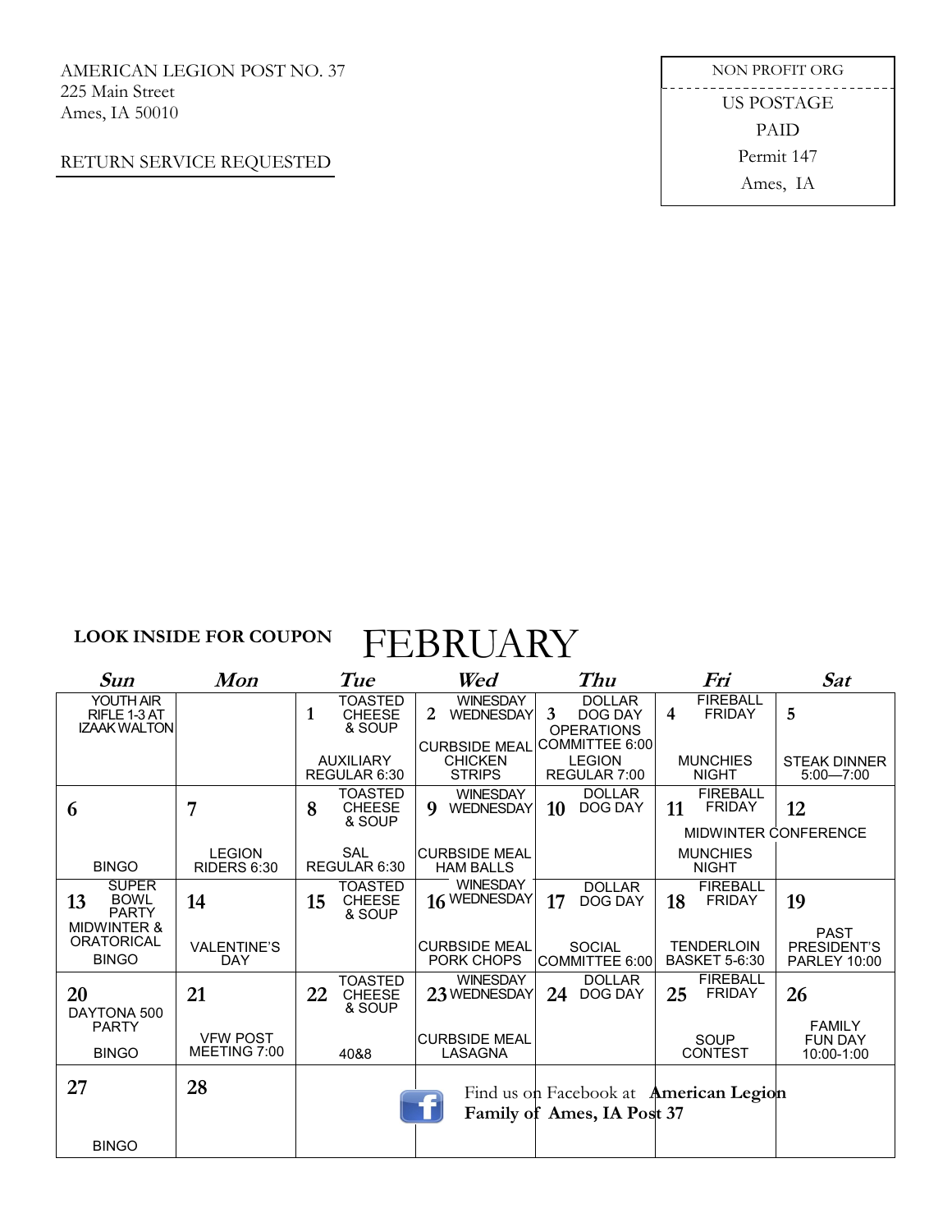AMERICAN LEGION POST NO. 37
225 Main Street
Ames, IA 50010

RETURN SERVICE REQUESTED

NON PROFIT ORG
US POSTAGE
PAID
Permit 147
Ames, IA

**LOOK INSIDE FOR COUPON**

# FEBRUARY

| *Sun* | *Mon* | *Tue* | *Wed* | *Thu* | *Fri* | *Sat* |
|---|---|---|---|---|---|---|
| YOUTH AIR RIFLE 1-3 AT IZAAK WALTON | | **1** TOASTED CHEESE & SOUP<br>AUXILIARY REGULAR 6:30 | **2** WINESDAY WEDNESDAY<br>CURBSIDE MEAL CHICKEN STRIPS | **3** DOLLAR DOG DAY<br>OPERATIONS COMMITTEE 6:00<br>LEGION REGULAR 7:00 | **4** FIREBALL FRIDAY<br>MUNCHIES NIGHT | **5**<br>STEAK DINNER 5:00—7:00 |
| **6**<br>BINGO | **7**<br>LEGION RIDERS 6:30 | **8** TOASTED CHEESE & SOUP<br>SAL REGULAR 6:30 | **9** WINESDAY WEDNESDAY<br>CURBSIDE MEAL HAM BALLS | **10** DOLLAR DOG DAY | **11** FIREBALL FRIDAY<br>MIDWINTER CONFERENCE<br>MUNCHIES NIGHT | **12**<br>MIDWINTER CONFERENCE |
| **13** SUPER BOWL PARTY<br>MIDWINTER & ORATORICAL<br>BINGO | **14**<br>VALENTINE'S DAY | **15** TOASTED CHEESE & SOUP | **16** WINESDAY WEDNESDAY<br>CURBSIDE MEAL PORK CHOPS | **17** DOLLAR DOG DAY<br>SOCIAL COMMITTEE 6:00 | **18** FIREBALL FRIDAY<br>TENDERLOIN BASKET 5-6:30 | **19**<br>PAST PRESIDENT'S PARLEY 10:00 |
| **20**<br>DAYTONA 500 PARTY<br>BINGO | **21**<br>VFW POST MEETING 7:00 | **22** TOASTED CHEESE & SOUP<br>40&8 | **23** WINESDAY WEDNESDAY<br>CURBSIDE MEAL LASAGNA | **24** DOLLAR DOG DAY | **25** FIREBALL FRIDAY<br>SOUP CONTEST | **26**<br>FAMILY FUN DAY 10:00-1:00 |
| **27**<br>BINGO | **28** | | | | | |

Find us on Facebook at **American Legion Family of Ames, IA Post 37**